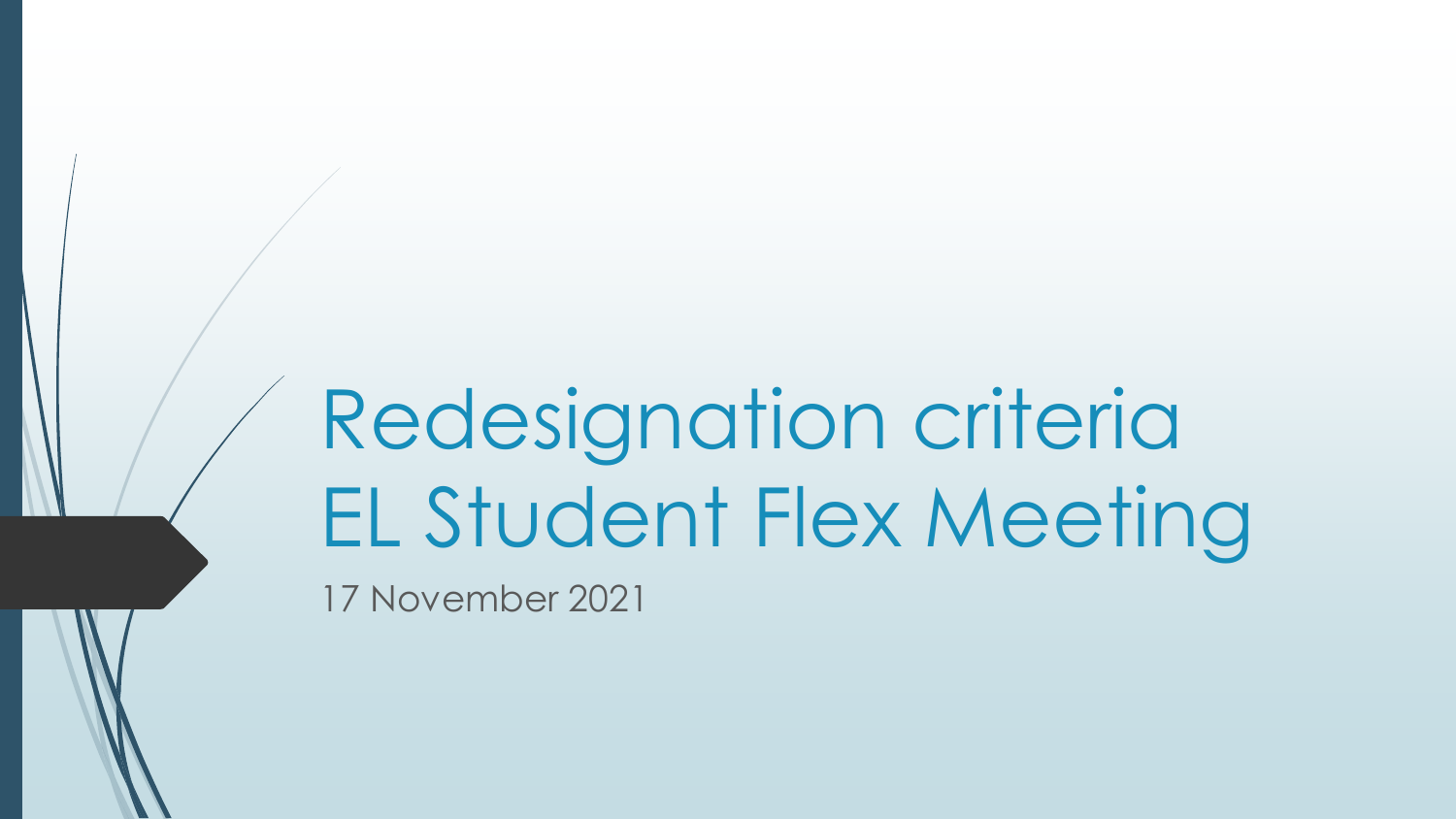# Redesignation criteria EL Student Flex Meeting

17 November 2021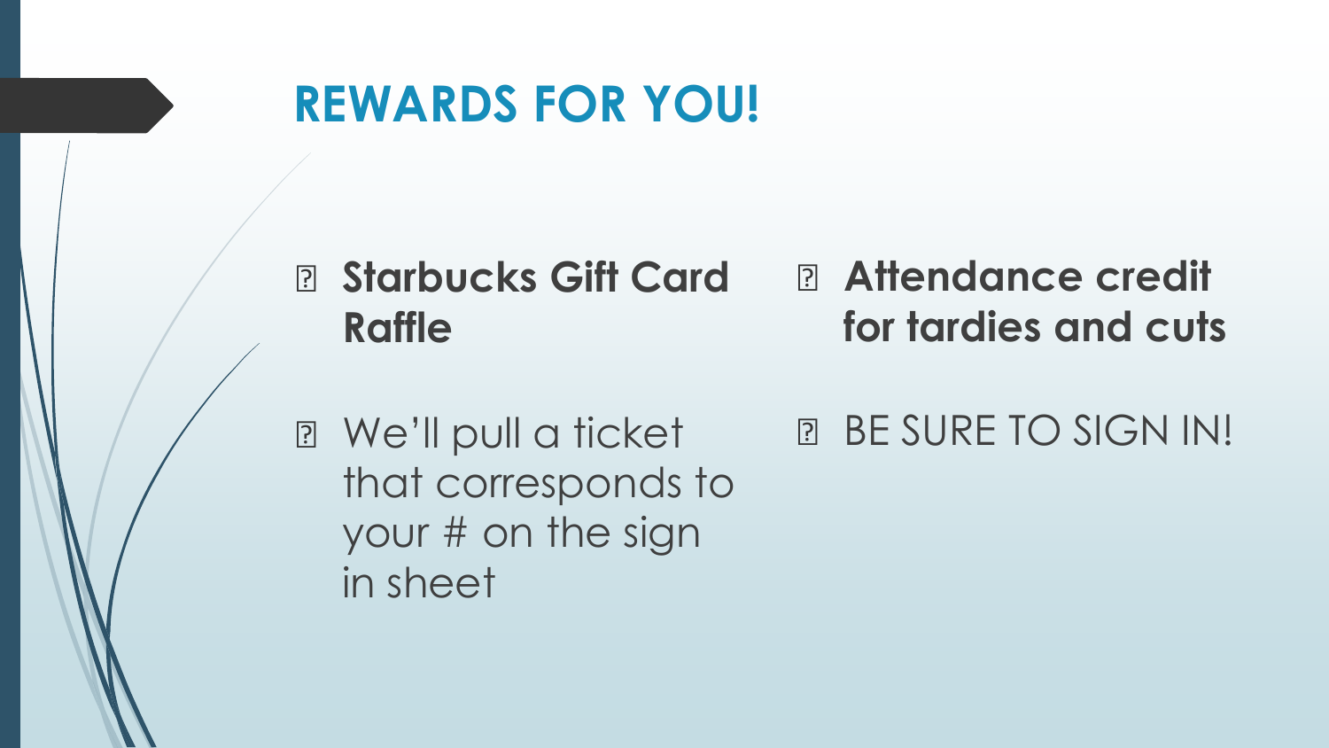# REWARDS FOR YOU!

- **Starbucks Gift Card Raffle**
- We'll pull a ticket that corresponds to your # on the sign in sheet
- **Attendance credit for tardies and cuts**
- BE SURE TO SIGN IN!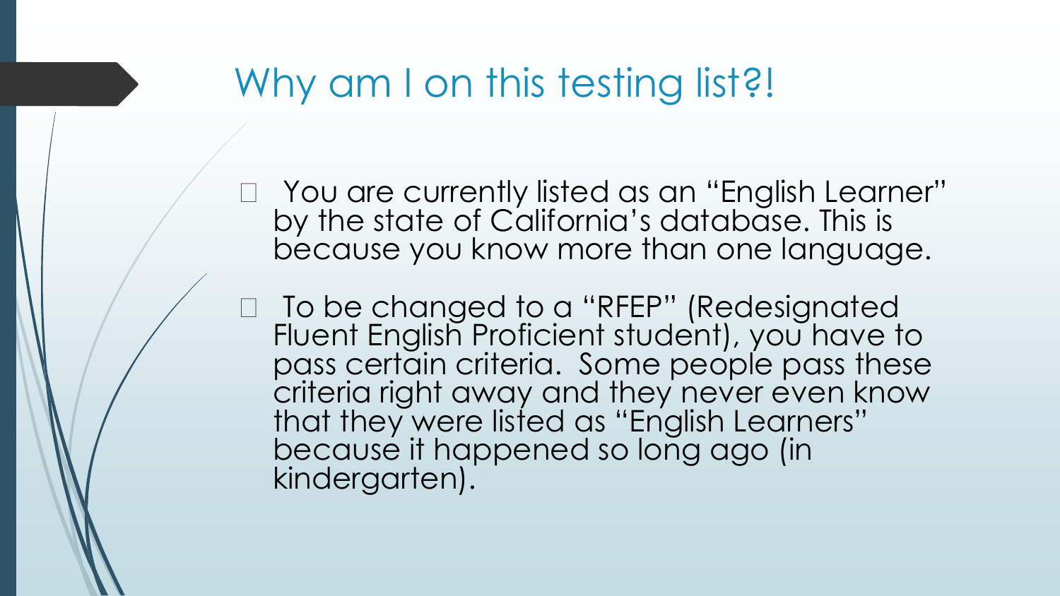# Why am I on this testing list?!

- You are currently listed as an "English Learner" by the state of California's database. This is because you know more than one language.
- To be changed to a "RFEP" (Redesignated Fluent English Proficient student), you have to pass certain criteria. Some people pass these criteria right away and they never even know that they were listed as "English Learners" because it happened so long ago (in kindergarten).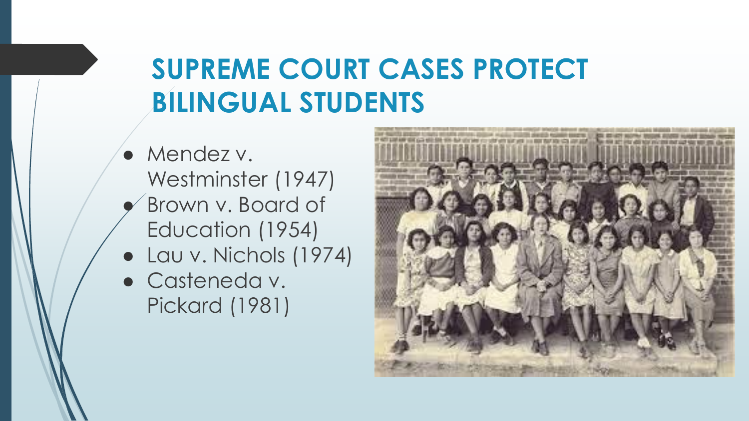# SUPREME COURT CASES PROTECT BILINGUAL STUDENTS

- Mendez v. Westminster (1947)
- Brown v. Board of Education (1954)
- Lau v. Nichols (1974)
- Casteneda v. Pickard (1981)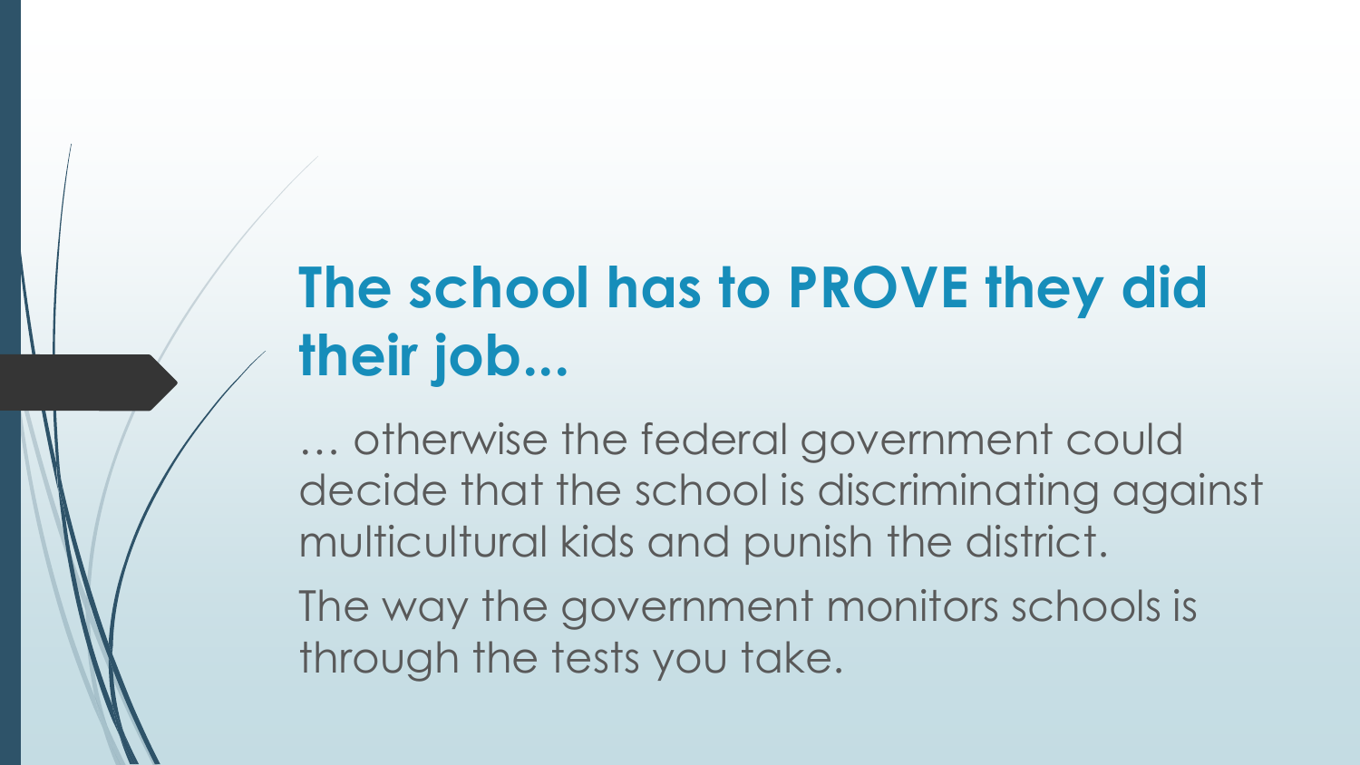# The school has to PROVE they did their job...

… otherwise the federal government could decide that the school is discriminating against multicultural kids and punish the district.

The way the government monitors schools is through the tests you take.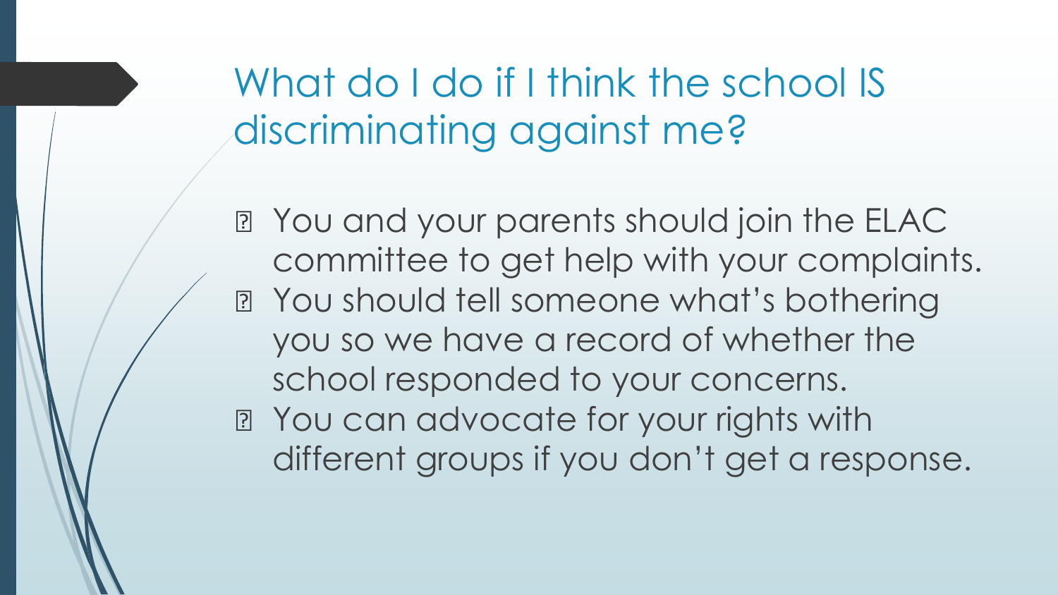# What do I do if I think the school IS discriminating against me?

- You and your parents should join the ELAC committee to get help with your complaints.
- You should tell someone what's bothering you so we have a record of whether the school responded to your concerns.
- You can advocate for your rights with different groups if you don't get a response.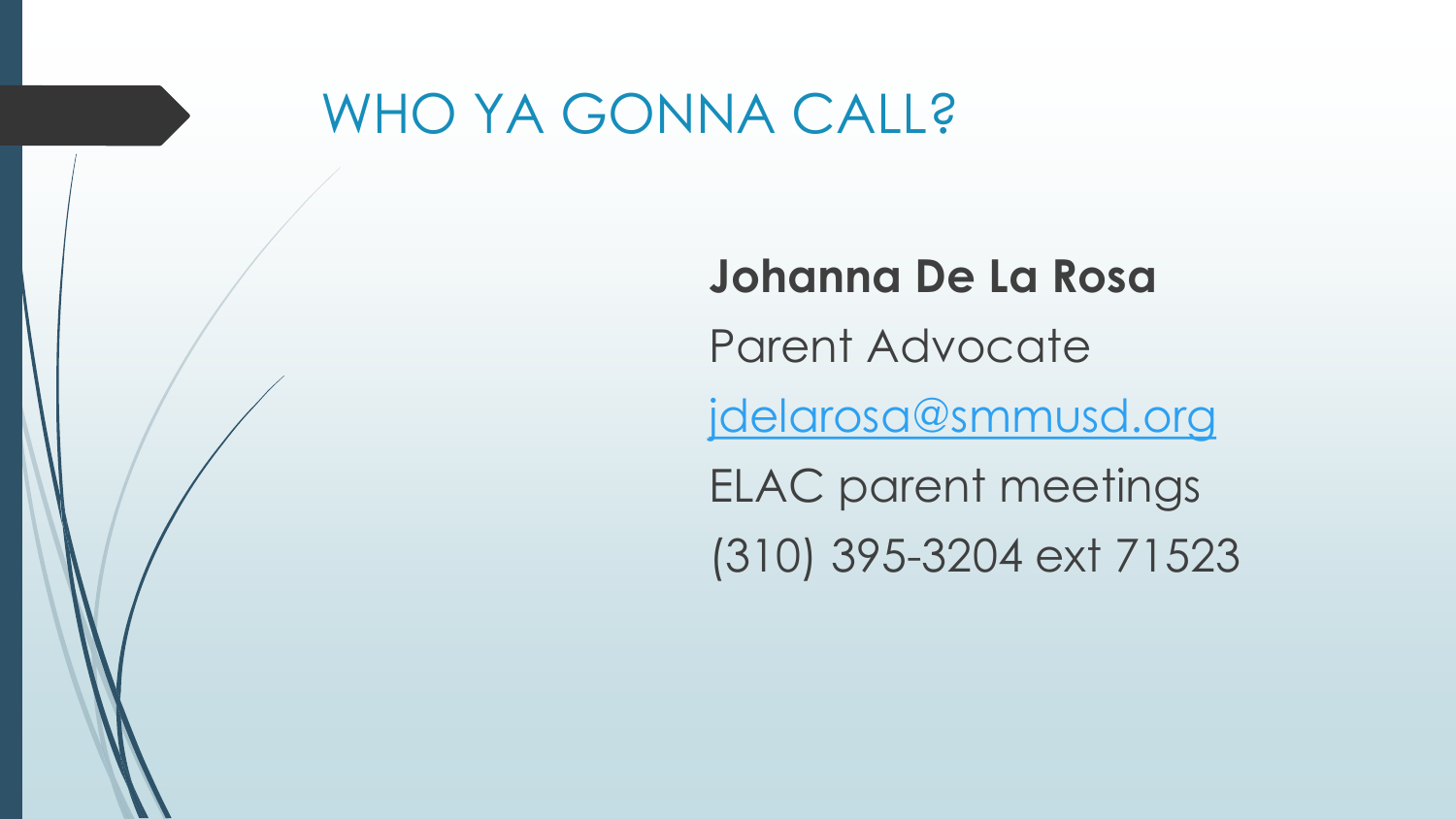# WHO YA GONNA CALL?

**Johanna De La Rosa**

Parent Advocate

jdelarosa@smmusd.org

ELAC parent meetings

(310) 395-3204 ext 71523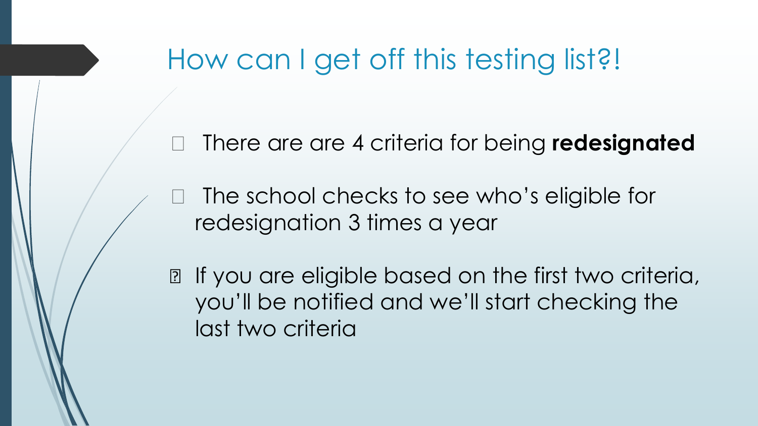## How can I get off this testing list?!

- There are are 4 criteria for being **redesignated**
- The school checks to see who's eligible for redesignation 3 times a year
- If you are eligible based on the first two criteria, you'll be notified and we'll start checking the last two criteria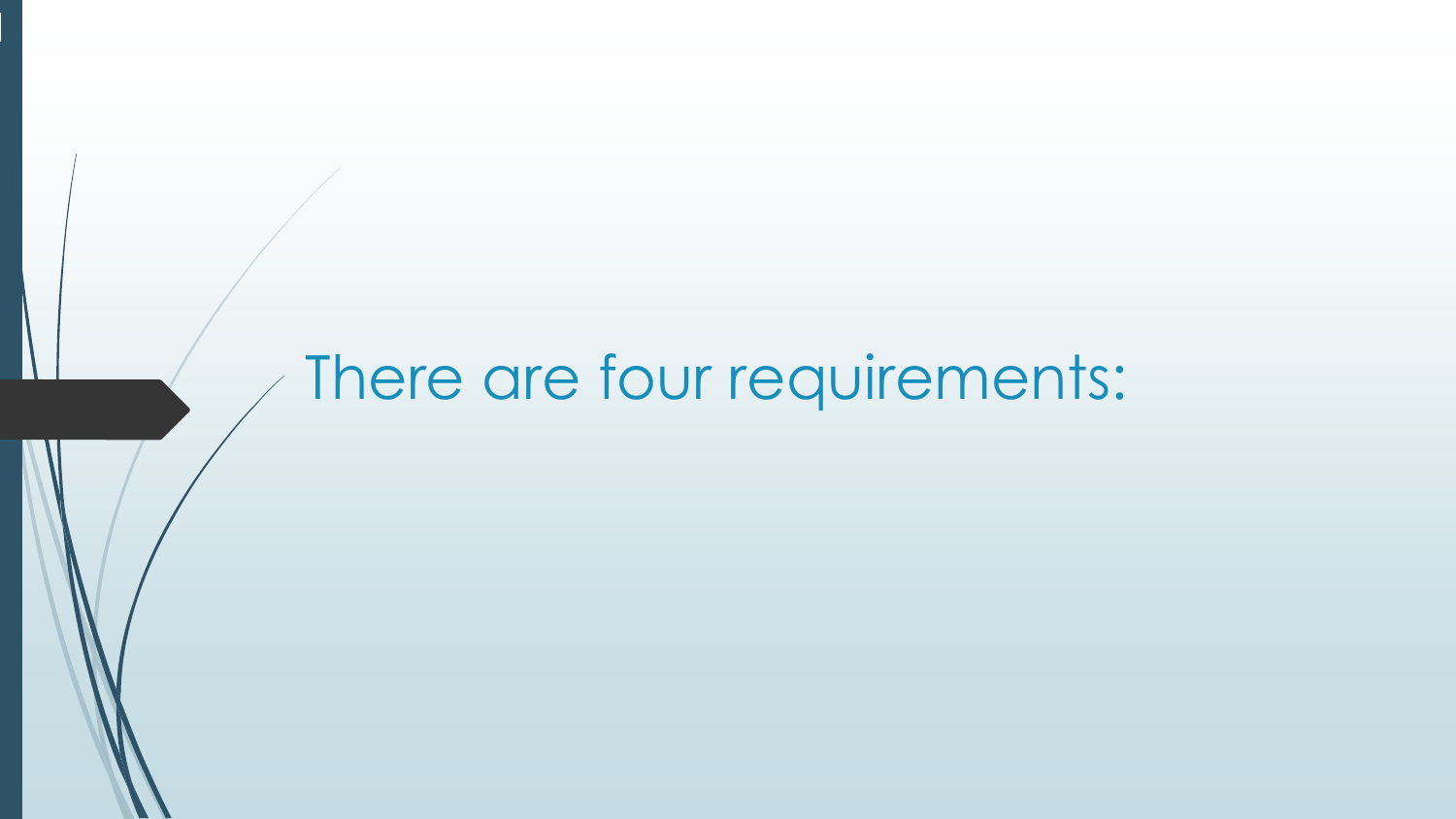# There are four requirements: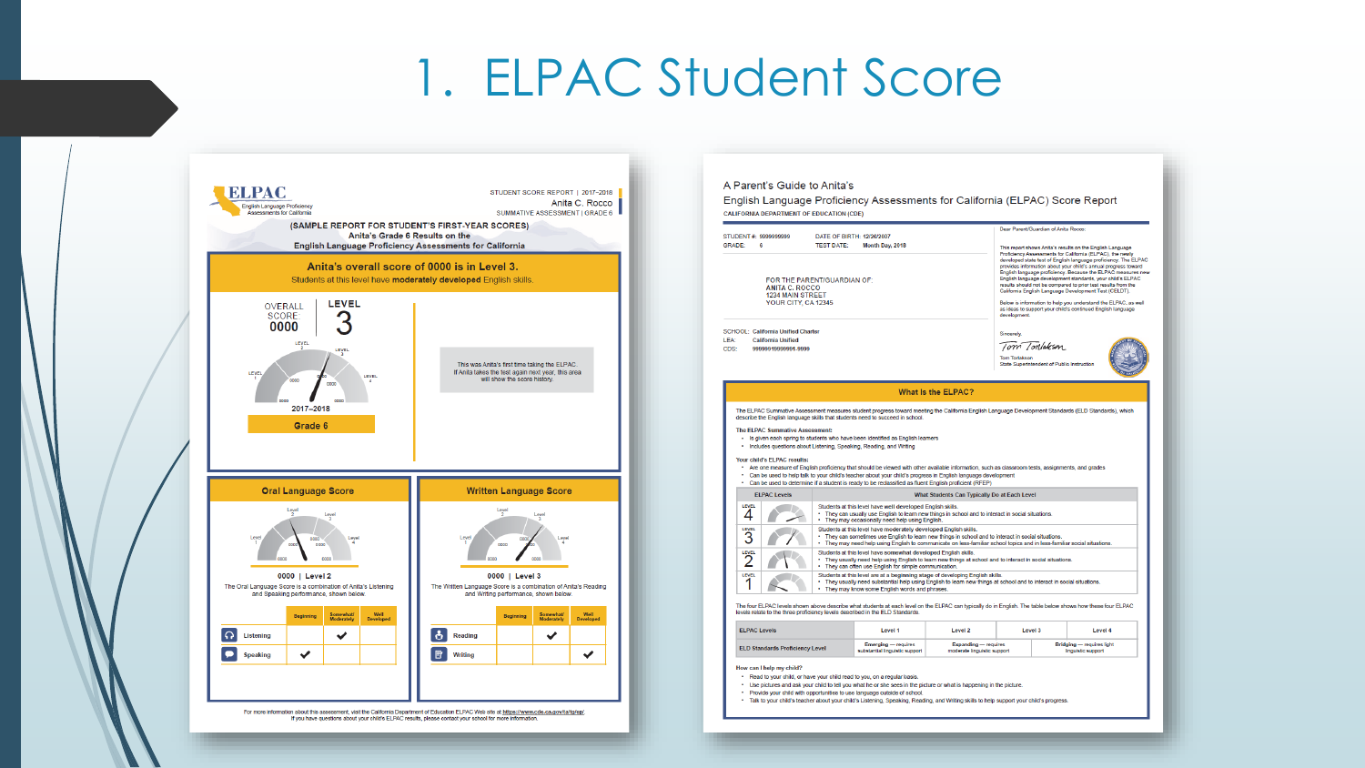# 1. ELPAC Student Score

**ELPAC** English Language Proficiency Assessments for California

STUDENT SCORE REPORT | 2017–2018
Anita C. Rocco
SUMMATIVE ASSESSMENT | GRADE 6

(SAMPLE REPORT FOR STUDENT'S FIRST-YEAR SCORES)
Anita's Grade 6 Results on the
English Language Proficiency Assessments for California

**Anita's overall score of 0000 is in Level 3.**
Students at this level have **moderately developed** English skills.

OVERALL SCORE: 0000
LEVEL 3

2017–2018
Grade 6

This was Anita's first time taking the ELPAC. If Anita takes the test again next year, this area will show the score history.

## Oral Language Score

0000 | Level 2

The Oral Language Score is a combination of Anita's Listening and Speaking performance, shown below.

| | Beginning | Somewhat/ Moderately | Well Developed |
|---|---|---|---|
| Listening | | ✔ | |
| Speaking | ✔ | | |

## Written Language Score

0000 | Level 3

The Written Language Score is a combination of Anita's Reading and Writing performance, shown below.

| | Beginning | Somewhat/ Moderately | Well Developed |
|---|---|---|---|
| Reading | | ✔ | |
| Writing | | | ✔ |

For more information about this assessment, visit the California Department of Education ELPAC Web site at https://www.cde.ca.gov/ta/tg/ep/.
If you have questions about your child's ELPAC results, please contact your school for more information.

---

A Parent's Guide to Anita's
English Language Proficiency Assessments for California (ELPAC) Score Report
CALIFORNIA DEPARTMENT OF EDUCATION (CDE)

STUDENT #: 9999999999 DATE OF BIRTH: 12/26/2007
GRADE: 6 TEST DATE: Month Day, 2018

FOR THE PARENT/GUARDIAN OF:
ANITA C. ROCCO
1234 MAIN STREET
YOUR CITY, CA 12345

SCHOOL: California Unified Charter
LEA: California Unified
CDS: 99999919999991-9999

Dear Parent/Guardian of Anita Rocco:

This report shows Anita's results on the English Language Proficiency Assessments for California (ELPAC), the newly developed state test of English language proficiency. The ELPAC provides information about your child's annual progress toward English language proficiency. Because the ELPAC measures new English language development standards, your child's ELPAC results should not be compared to prior test results from the California English Language Development Test (CELDT).

Below is information to help you understand the ELPAC, as well as ideas to support your child's continued English language development.

Sincerely,

Tom Torlakson
State Superintendent of Public Instruction

## What Is the ELPAC?

The ELPAC Summative Assessment measures student progress toward meeting the California English Language Development Standards (ELD Standards), which describe the English language skills that students need to succeed in school.

**The ELPAC Summative Assessment:**

- Is given each spring to students who have been identified as English learners
- Includes questions about Listening, Speaking, Reading, and Writing

**Your child's ELPAC results:**

- Are one measure of English proficiency that should be viewed with other available information, such as classroom tests, assignments, and grades
- Can be used to help talk to your child's teacher about your child's progress in English language development
- Can be used to determine if a student is ready to be reclassified as fluent English proficient (RFEP)

| ELPAC Levels | What Students Can Typically Do at Each Level |
|---|---|
| Level 4 | Students at this level have well developed English skills. • They can usually use English to learn new things in school and to interact in social situations. • They may occasionally need help using English. |
| Level 3 | Students at this level have moderately developed English skills. • They can sometimes use English to learn new things in school and to interact in social situations. • They may need help using English to communicate on less-familiar school topics and in less-familiar social situations. |
| Level 2 | Students at this level have somewhat developed English skills. • They usually need help using English to learn new things at school and to interact in social situations. • They can often use English for simple communication. |
| Level 1 | Students at this level are at a beginning stage of developing English skills. • They usually need substantial help using English to learn new things at school and to interact in social situations. • They may know some English words and phrases. |

The four ELPAC levels shown above describe what students at each level on the ELPAC can typically do in English. The table below shows how these four ELPAC levels relate to the three proficiency levels described in the ELD Standards.

| ELPAC Levels | Level 1 | Level 2 | Level 3 | Level 4 |
|---|---|---|---|---|
| ELD Standards Proficiency Level | Emerging — requires substantial linguistic support | Expanding — requires moderate linguistic support | | Bridging — requires light linguistic support |

**How can I help my child?**

- Read to your child, or have your child read to you, on a regular basis.
- Use pictures and ask your child to tell you what he or she sees in the picture or what is happening in the picture.
- Provide your child with opportunities to use language outside of school.
- Talk to your child's teacher about your child's Listening, Speaking, Reading, and Writing skills to help support your child's progress.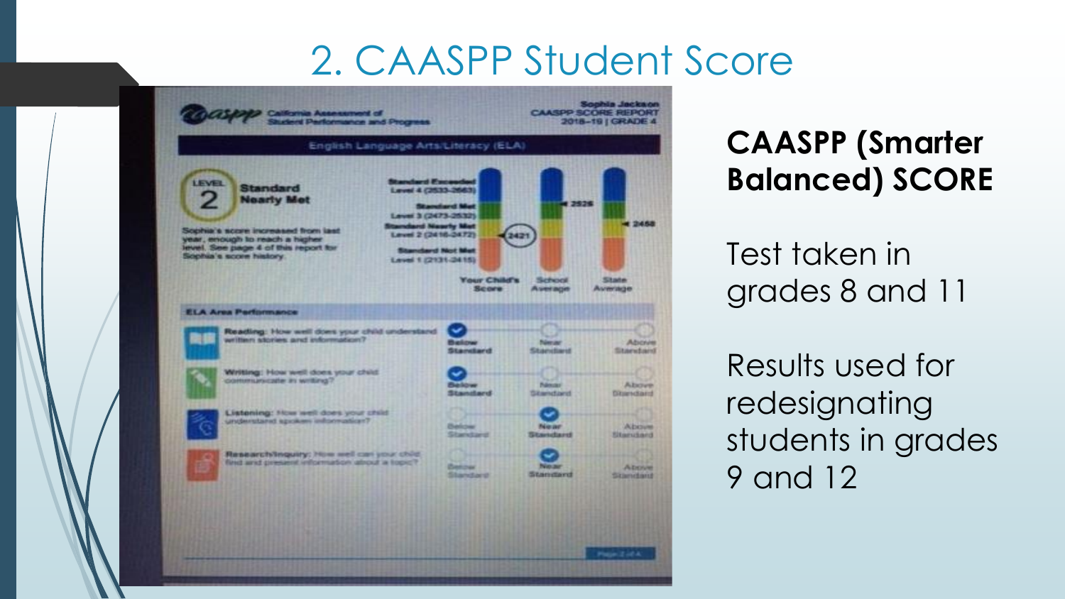# 2. CAASPP Student Score

**CAASPP (Smarter Balanced) SCORE**

Test taken in grades 8 and 11

Results used for redesignating students in grades 9 and 12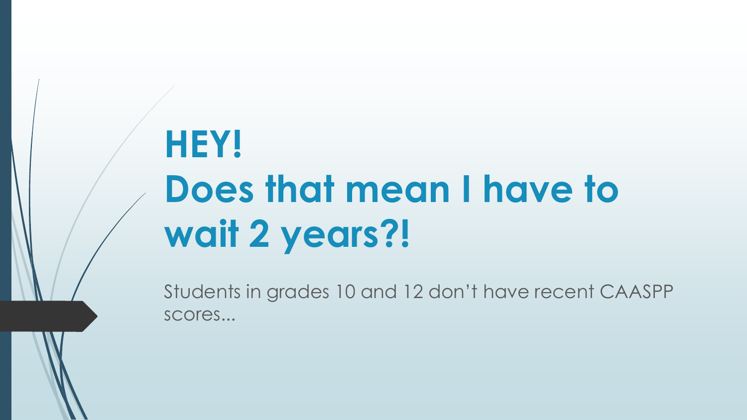# HEY! Does that mean I have to wait 2 years?!

Students in grades 10 and 12 don’t have recent CAASPP scores...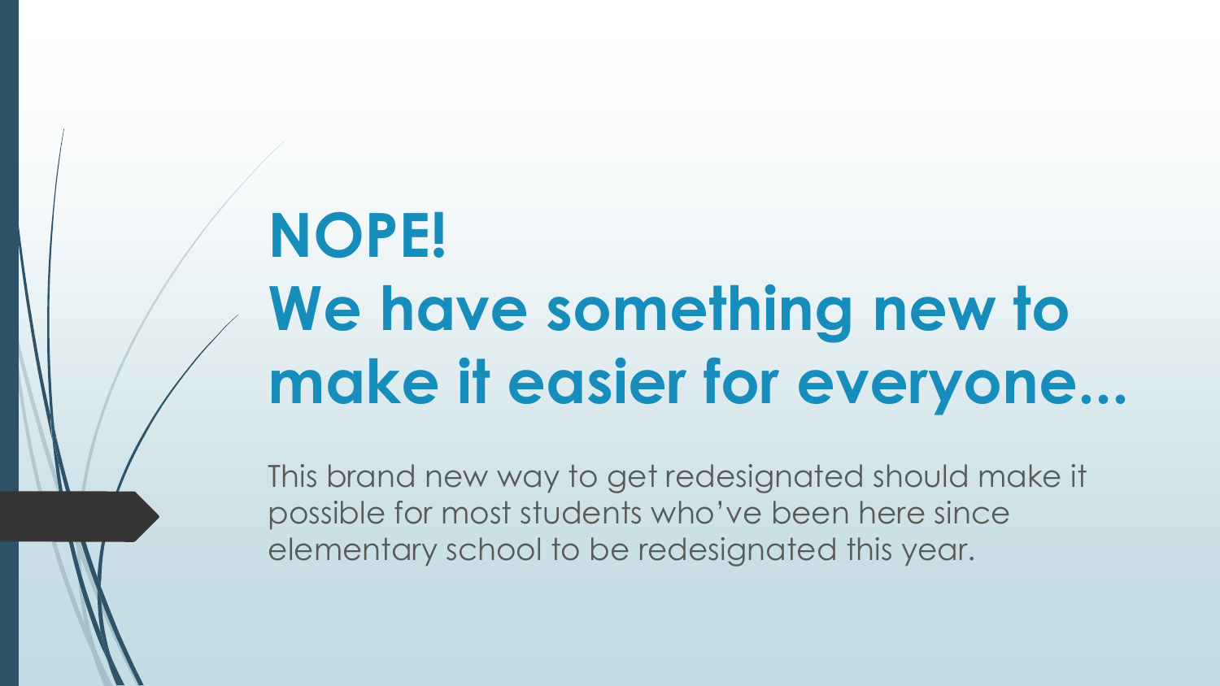# NOPE!
# We have something new to make it easier for everyone...

This brand new way to get redesignated should make it possible for most students who've been here since elementary school to be redesignated this year.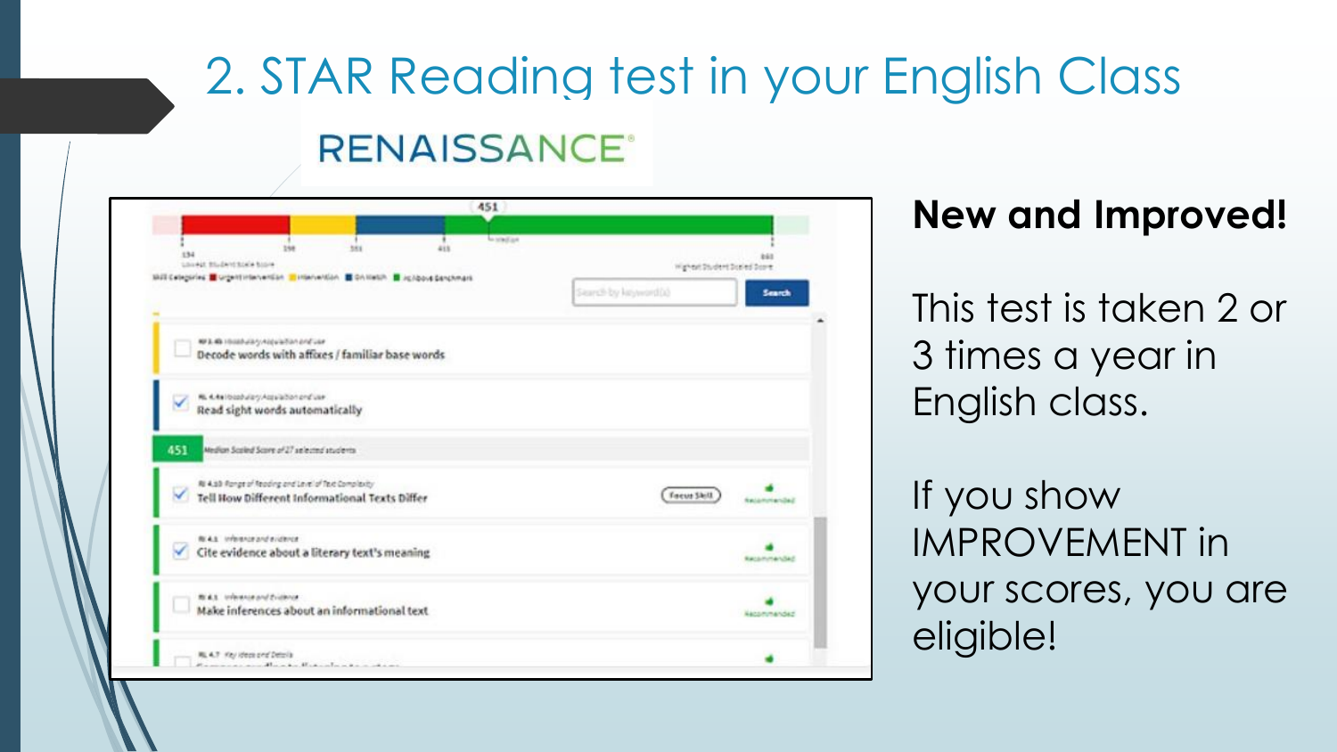# 2. STAR Reading test in your English Class

RENAISSANCE

**New and Improved!**

This test is taken 2 or 3 times a year in English class.

If you show IMPROVEMENT in your scores, you are eligible!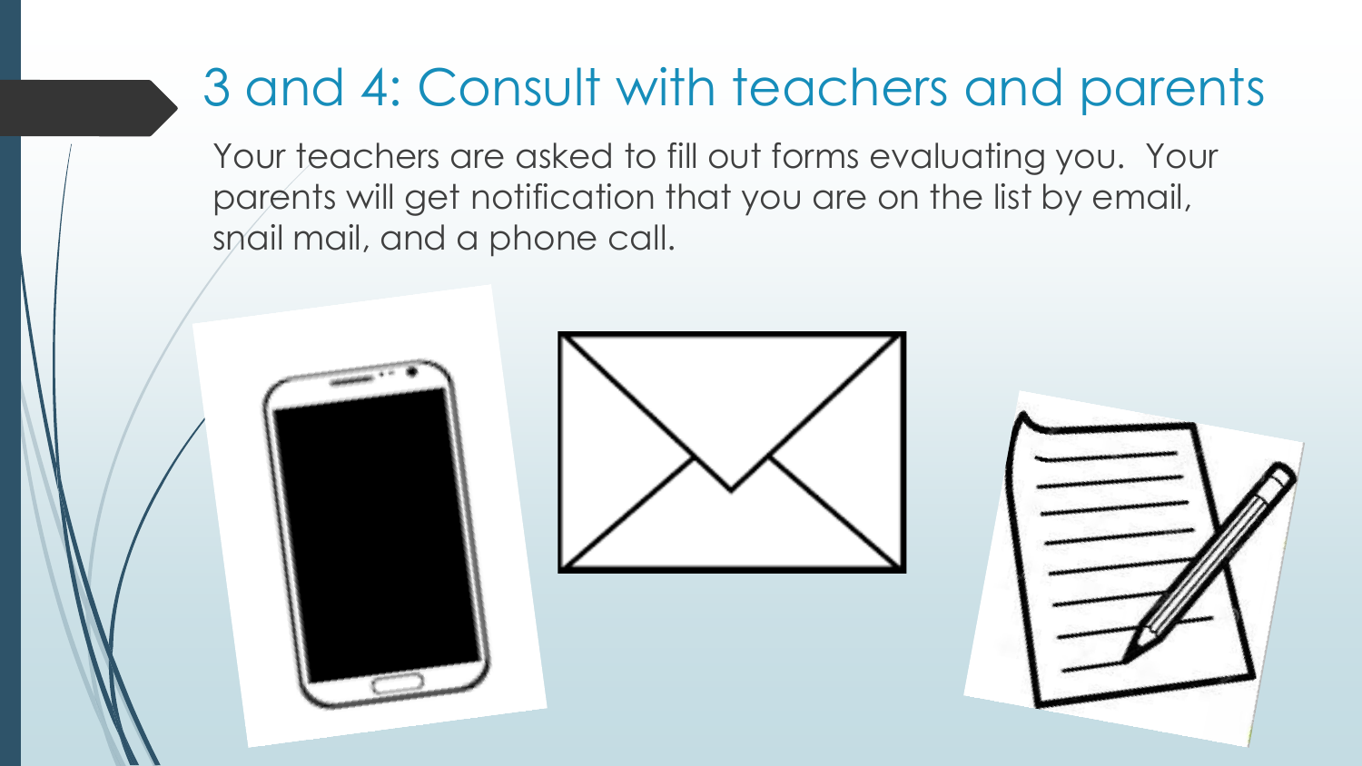# 3 and 4: Consult with teachers and parents

Your teachers are asked to fill out forms evaluating you. Your parents will get notification that you are on the list by email, snail mail, and a phone call.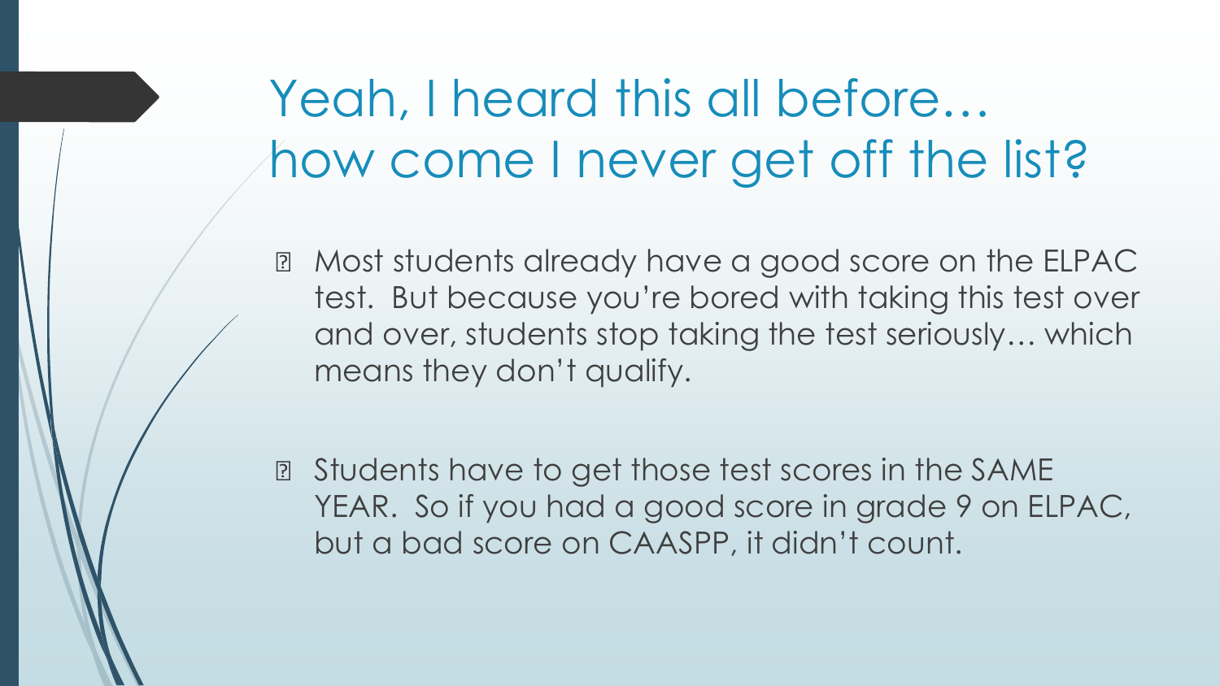# Yeah, I heard this all before… how come I never get off the list?

- Most students already have a good score on the ELPAC test. But because you're bored with taking this test over and over, students stop taking the test seriously… which means they don't qualify.

- Students have to get those test scores in the SAME YEAR. So if you had a good score in grade 9 on ELPAC, but a bad score on CAASPP, it didn't count.